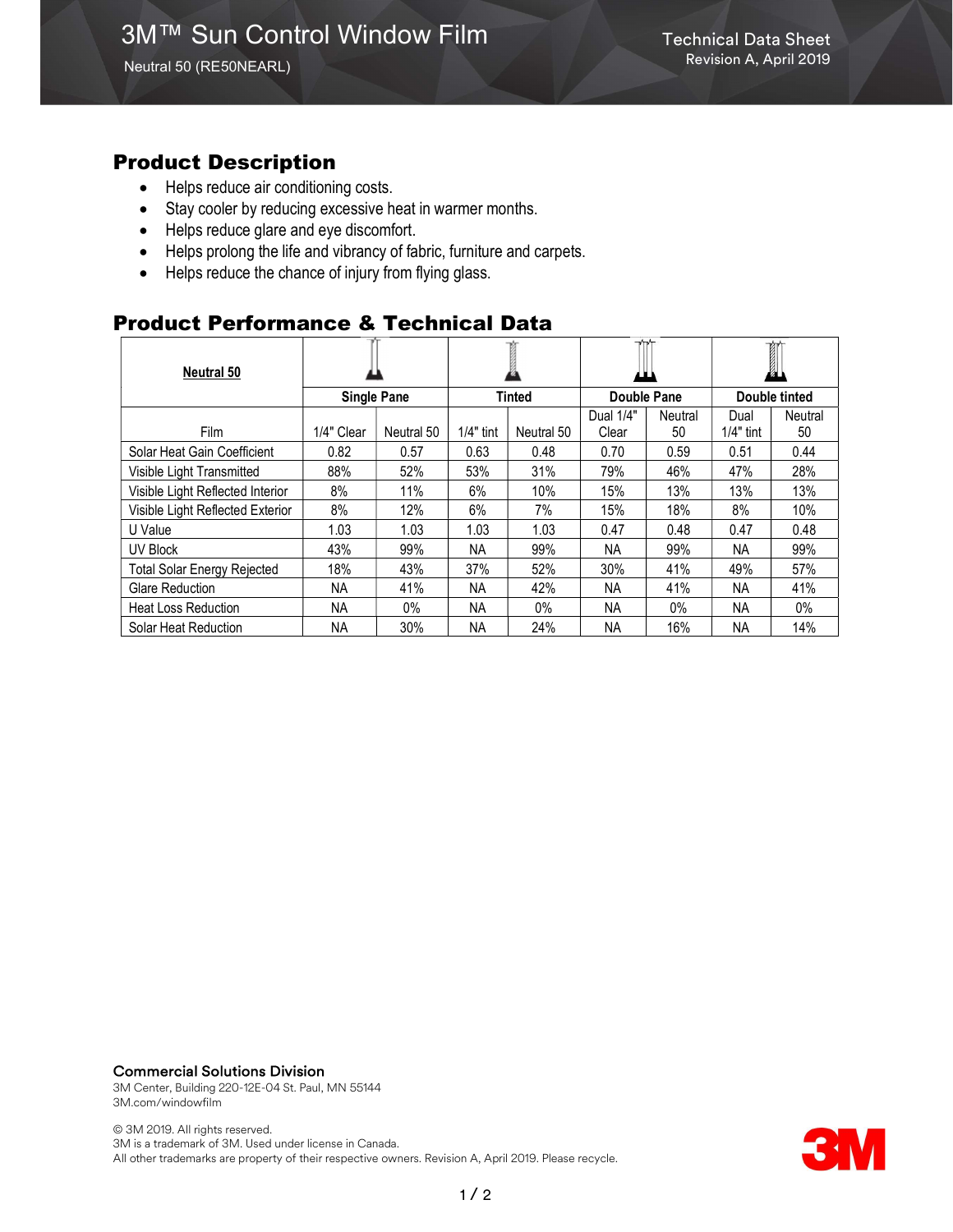# 3M™ Sun Control Window Film

Neutral 50 (RE50NEARL)

Technical Data Sheet
Revision A, April 2019

## Product Description

- Helps reduce air conditioning costs.
- Stay cooler by reducing excessive heat in warmer months.
- Helps reduce glare and eye discomfort.
- Helps prolong the life and vibrancy of fabric, furniture and carpets.
- Helps reduce the chance of injury from flying glass.

## Product Performance & Technical Data

| **Neutral 50** | **Single Pane** | | **Tinted** | | **Double Pane** | | **Double tinted** | |
|---|---|---|---|---|---|---|---|---|
| Film | 1/4" Clear | Neutral 50 | 1/4" tint | Neutral 50 | Dual 1/4" Clear | Neutral 50 | Dual 1/4" tint | Neutral 50 |
| Solar Heat Gain Coefficient | 0.82 | 0.57 | 0.63 | 0.48 | 0.70 | 0.59 | 0.51 | 0.44 |
| Visible Light Transmitted | 88% | 52% | 53% | 31% | 79% | 46% | 47% | 28% |
| Visible Light Reflected Interior | 8% | 11% | 6% | 10% | 15% | 13% | 13% | 13% |
| Visible Light Reflected Exterior | 8% | 12% | 6% | 7% | 15% | 18% | 8% | 10% |
| U Value | 1.03 | 1.03 | 1.03 | 1.03 | 0.47 | 0.48 | 0.47 | 0.48 |
| UV Block | 43% | 99% | NA | 99% | NA | 99% | NA | 99% |
| Total Solar Energy Rejected | 18% | 43% | 37% | 52% | 30% | 41% | 49% | 57% |
| Glare Reduction | NA | 41% | NA | 42% | NA | 41% | NA | 41% |
| Heat Loss Reduction | NA | 0% | NA | 0% | NA | 0% | NA | 0% |
| Solar Heat Reduction | NA | 30% | NA | 24% | NA | 16% | NA | 14% |

**Commercial Solutions Division**
3M Center, Building 220-12E-04 St. Paul, MN 55144
3M.com/windowfilm

© 3M 2019. All rights reserved.
3M is a trademark of 3M. Used under license in Canada.
All other trademarks are property of their respective owners. Revision A, April 2019. Please recycle.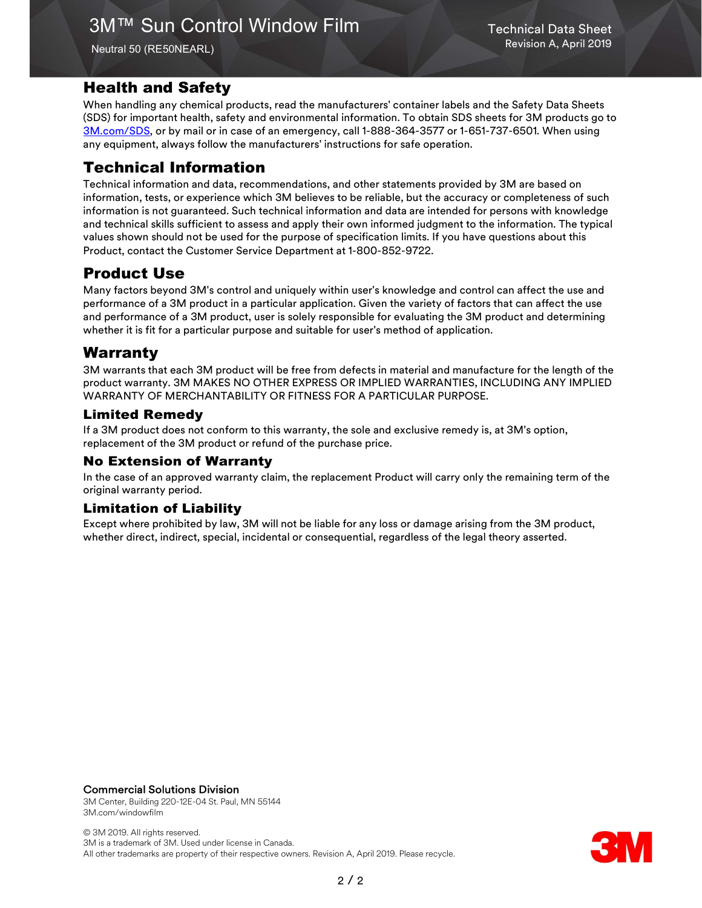## Health and Safety

When handling any chemical products, read the manufacturers' container labels and the Safety Data Sheets (SDS) for important health, safety and environmental information. To obtain SDS sheets for 3M products go to 3M.com/SDS, or by mail or in case of an emergency, call 1-888-364-3577 or 1-651-737-6501. When using any equipment, always follow the manufacturers' instructions for safe operation.

## Technical Information

Technical information and data, recommendations, and other statements provided by 3M are based on information, tests, or experience which 3M believes to be reliable, but the accuracy or completeness of such information is not guaranteed. Such technical information and data are intended for persons with knowledge and technical skills sufficient to assess and apply their own informed judgment to the information. The typical values shown should not be used for the purpose of specification limits. If you have questions about this Product, contact the Customer Service Department at 1-800-852-9722.

## Product Use

Many factors beyond 3M's control and uniquely within user's knowledge and control can affect the use and performance of a 3M product in a particular application. Given the variety of factors that can affect the use and performance of a 3M product, user is solely responsible for evaluating the 3M product and determining whether it is fit for a particular purpose and suitable for user's method of application.

## Warranty

3M warrants that each 3M product will be free from defects in material and manufacture for the length of the product warranty. 3M MAKES NO OTHER EXPRESS OR IMPLIED WARRANTIES, INCLUDING ANY IMPLIED WARRANTY OF MERCHANTABILITY OR FITNESS FOR A PARTICULAR PURPOSE.

### Limited Remedy

If a 3M product does not conform to this warranty, the sole and exclusive remedy is, at 3M's option, replacement of the 3M product or refund of the purchase price.

### No Extension of Warranty

In the case of an approved warranty claim, the replacement Product will carry only the remaining term of the original warranty period.

### Limitation of Liability

Except where prohibited by law, 3M will not be liable for any loss or damage arising from the 3M product, whether direct, indirect, special, incidental or consequential, regardless of the legal theory asserted.

**Commercial Solutions Division**
3M Center, Building 220-12E-04 St. Paul, MN 55144
3M.com/windowfilm

© 3M 2019. All rights reserved.
3M is a trademark of 3M. Used under license in Canada.
All other trademarks are property of their respective owners. Revision A, April 2019. Please recycle.